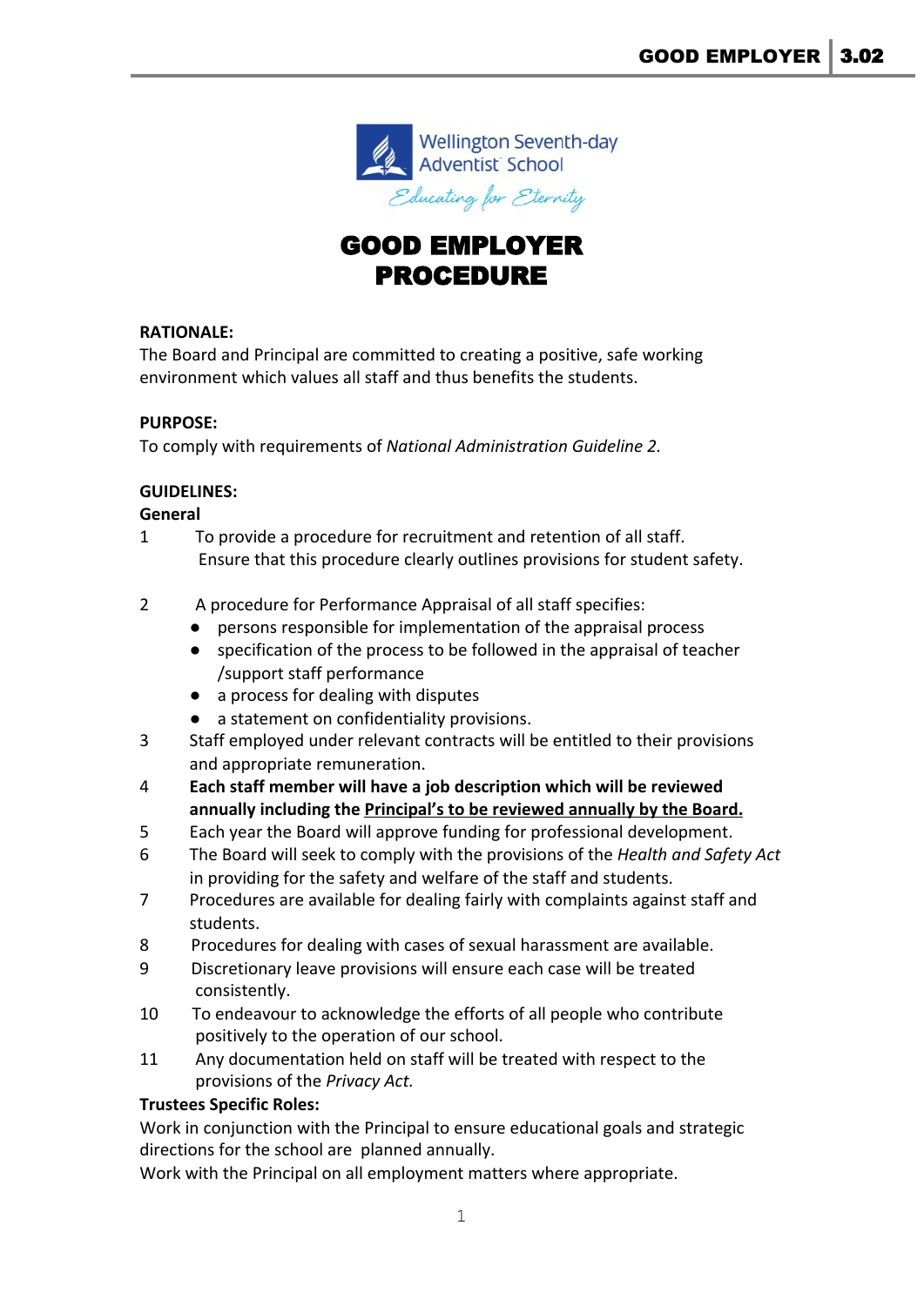Wellington Seventh-day Adventist School

*Educating for Eternity*

# GOOD EMPLOYER PROCEDURE

**RATIONALE:**
The Board and Principal are committed to creating a positive, safe working environment which values all staff and thus benefits the students.

**PURPOSE:**
To comply with requirements of *National Administration Guideline 2.*

**GUIDELINES:**

**General**

1. To provide a procedure for recruitment and retention of all staff. Ensure that this procedure clearly outlines provisions for student safety.

2. A procedure for Performance Appraisal of all staff specifies:
   - persons responsible for implementation of the appraisal process
   - specification of the process to be followed in the appraisal of teacher /support staff performance
   - a process for dealing with disputes
   - a statement on confidentiality provisions.
3. Staff employed under relevant contracts will be entitled to their provisions and appropriate remuneration.
4. **Each staff member will have a job description which will be reviewed annually including the <u>Principal's to be reviewed annually by the Board.</u>**
5. Each year the Board will approve funding for professional development.
6. The Board will seek to comply with the provisions of the *Health and Safety Act* in providing for the safety and welfare of the staff and students.
7. Procedures are available for dealing fairly with complaints against staff and students.
8. Procedures for dealing with cases of sexual harassment are available.
9. Discretionary leave provisions will ensure each case will be treated consistently.
10. To endeavour to acknowledge the efforts of all people who contribute positively to the operation of our school.
11. Any documentation held on staff will be treated with respect to the provisions of the *Privacy Act.*

**Trustees Specific Roles:**
Work in conjunction with the Principal to ensure educational goals and strategic directions for the school are planned annually.
Work with the Principal on all employment matters where appropriate.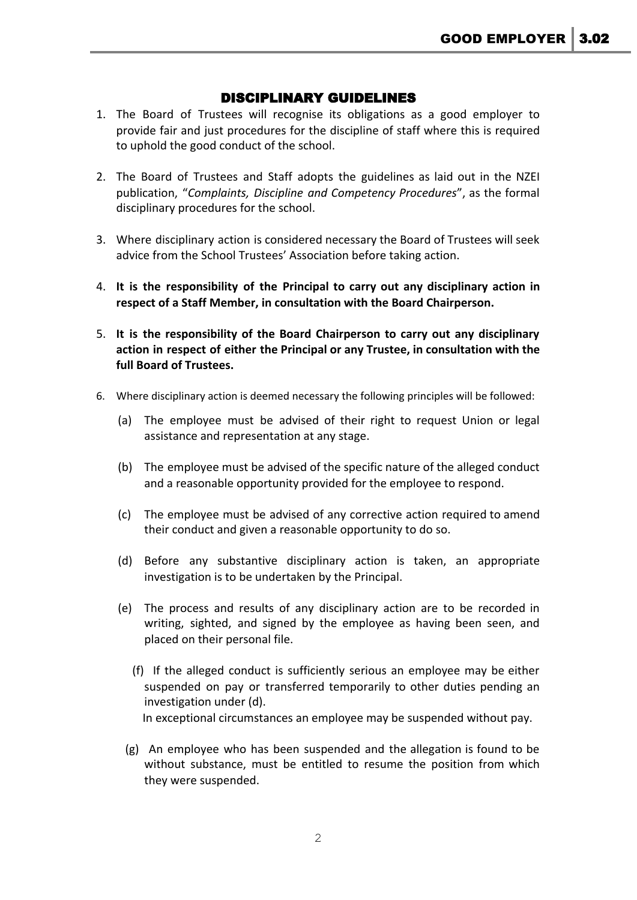## DISCIPLINARY GUIDELINES

1. The Board of Trustees will recognise its obligations as a good employer to provide fair and just procedures for the discipline of staff where this is required to uphold the good conduct of the school.

2. The Board of Trustees and Staff adopts the guidelines as laid out in the NZEI publication, "*Complaints, Discipline and Competency Procedures*", as the formal disciplinary procedures for the school.

3. Where disciplinary action is considered necessary the Board of Trustees will seek advice from the School Trustees' Association before taking action.

4. **It is the responsibility of the Principal to carry out any disciplinary action in respect of a Staff Member, in consultation with the Board Chairperson.**

5. **It is the responsibility of the Board Chairperson to carry out any disciplinary action in respect of either the Principal or any Trustee, in consultation with the full Board of Trustees.**

6. Where disciplinary action is deemed necessary the following principles will be followed:

   (a) The employee must be advised of their right to request Union or legal assistance and representation at any stage.

   (b) The employee must be advised of the specific nature of the alleged conduct and a reasonable opportunity provided for the employee to respond.

   (c) The employee must be advised of any corrective action required to amend their conduct and given a reasonable opportunity to do so.

   (d) Before any substantive disciplinary action is taken, an appropriate investigation is to be undertaken by the Principal.

   (e) The process and results of any disciplinary action are to be recorded in writing, sighted, and signed by the employee as having been seen, and placed on their personal file.

   (f) If the alleged conduct is sufficiently serious an employee may be either suspended on pay or transferred temporarily to other duties pending an investigation under (d).
   In exceptional circumstances an employee may be suspended without pay.

   (g) An employee who has been suspended and the allegation is found to be without substance, must be entitled to resume the position from which they were suspended.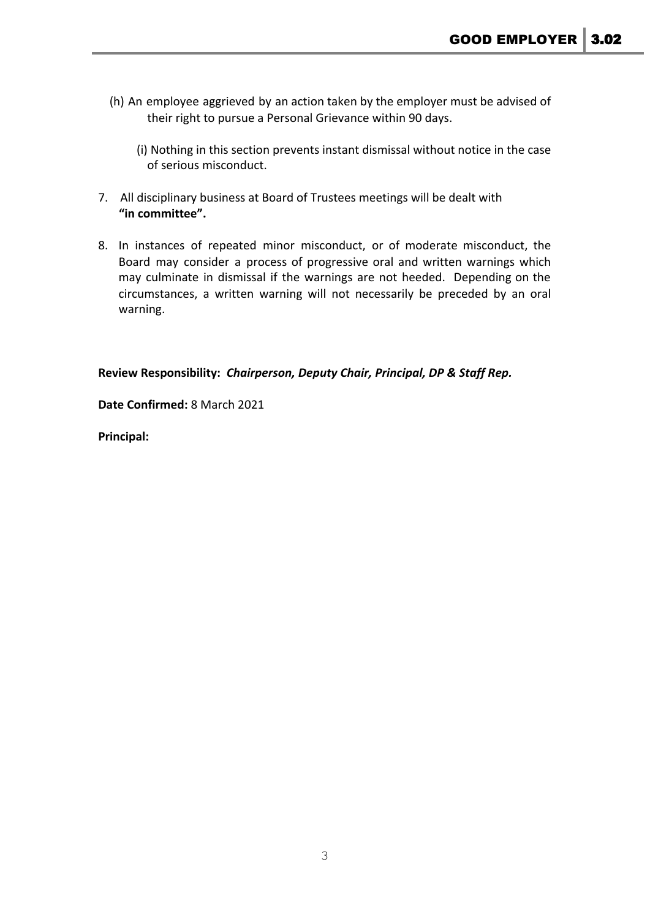(h) An employee aggrieved by an action taken by the employer must be advised of their right to pursue a Personal Grievance within 90 days.

(i) Nothing in this section prevents instant dismissal without notice in the case of serious misconduct.

7. All disciplinary business at Board of Trustees meetings will be dealt with **"in committee".**

8. In instances of repeated minor misconduct, or of moderate misconduct, the Board may consider a process of progressive oral and written warnings which may culminate in dismissal if the warnings are not heeded. Depending on the circumstances, a written warning will not necessarily be preceded by an oral warning.

**Review Responsibility:** ***Chairperson, Deputy Chair, Principal, DP & Staff Rep.***

**Date Confirmed:** 8 March 2021

**Principal:**